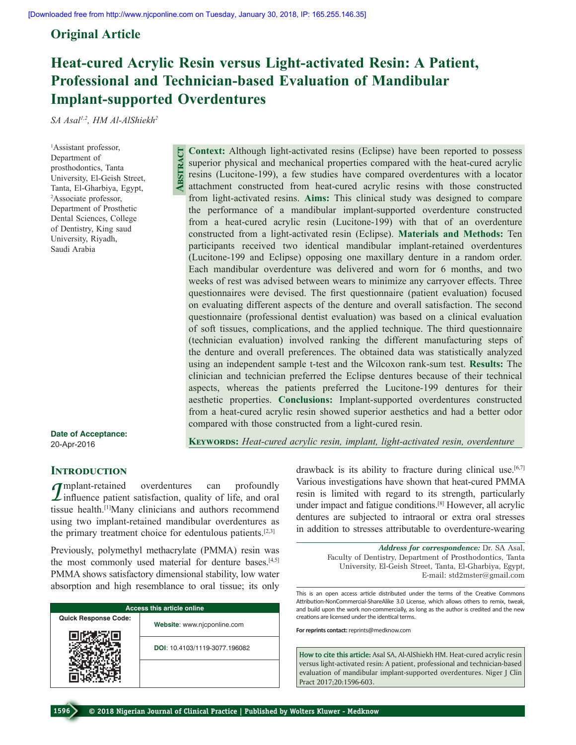Original Article

# Heat-cured Acrylic Resin versus Light-activated Resin: A Patient, Professional and Technician-based Evaluation of Mandibular Implant-supported Overdentures

*SA Asal[1,2], HM Al-AlShiekh[2]*

[1]Assistant professor, Department of prosthodontics, Tanta University, El-Geish Street, Tanta, El-Gharbiya, Egypt, [2]Associate professor, Department of Prosthetic Dental Sciences, College of Dentistry, King saud University, Riyadh, Saudi Arabia

**Date of Acceptance:**
20-Apr-2016

## Abstract

**Context:** Although light-activated resins (Eclipse) have been reported to possess superior physical and mechanical properties compared with the heat-cured acrylic resins (Lucitone-199), a few studies have compared overdentures with a locator attachment constructed from heat-cured acrylic resins with those constructed from light-activated resins. **Aims:** This clinical study was designed to compare the performance of a mandibular implant-supported overdenture constructed from a heat-cured acrylic resin (Lucitone-199) with that of an overdenture constructed from a light-activated resin (Eclipse). **Materials and Methods:** Ten participants received two identical mandibular implant-retained overdentures (Lucitone-199 and Eclipse) opposing one maxillary denture in a random order. Each mandibular overdenture was delivered and worn for 6 months, and two weeks of rest was advised between wears to minimize any carryover effects. Three questionnaires were devised. The first questionnaire (patient evaluation) focused on evaluating different aspects of the denture and overall satisfaction. The second questionnaire (professional dentist evaluation) was based on a clinical evaluation of soft tissues, complications, and the applied technique. The third questionnaire (technician evaluation) involved ranking the different manufacturing steps of the denture and overall preferences. The obtained data was statistically analyzed using an independent sample t-test and the Wilcoxon rank-sum test. **Results:** The clinician and technician preferred the Eclipse dentures because of their technical aspects, whereas the patients preferred the Lucitone-199 dentures for their aesthetic properties. **Conclusions:** Implant-supported overdentures constructed from a heat-cured acrylic resin showed superior aesthetics and had a better odor compared with those constructed from a light-cured resin.

**Keywords:** *Heat-cured acrylic resin, implant, light-activated resin, overdenture*

## Introduction

Implant-retained overdentures can profoundly influence patient satisfaction, quality of life, and oral tissue health.[1] Many clinicians and authors recommend using two implant-retained mandibular overdentures as the primary treatment choice for edentulous patients.[2,3]

Previously, polymethyl methacrylate (PMMA) resin was the most commonly used material for denture bases.[4,5] PMMA shows satisfactory dimensional stability, low water absorption and high resemblance to oral tissue; its only drawback is its ability to fracture during clinical use.[6,7] Various investigations have shown that heat-cured PMMA resin is limited with regard to its strength, particularly under impact and fatigue conditions.[8] However, all acrylic dentures are subjected to intraoral or extra oral stresses in addition to stresses attributable to overdenture-wearing

**Address for correspondence:** Dr. SA Asal, Faculty of Dentistry, Department of Prosthodontics, Tanta University, El-Geish Street, Tanta, El-Gharbiya, Egypt, E-mail: std2mster@gmail.com

| Access this article online | |
|---|---|
| Quick Response Code: | Website: www.njcponline.com |
| | DOI: 10.4103/1119-3077.196082 |

This is an open access article distributed under the terms of the Creative Commons Attribution-NonCommercial-ShareAlike 3.0 License, which allows others to remix, tweak, and build upon the work non-commercially, as long as the author is credited and the new creations are licensed under the identical terms.

**For reprints contact:** reprints@medknow.com

**How to cite this article:** Asal SA, Al-AlShiekh HM. Heat-cured acrylic resin versus light-activated resin: A patient, professional and technician-based evaluation of mandibular implant-supported overdentures. Niger J Clin Pract 2017;20:1596-603.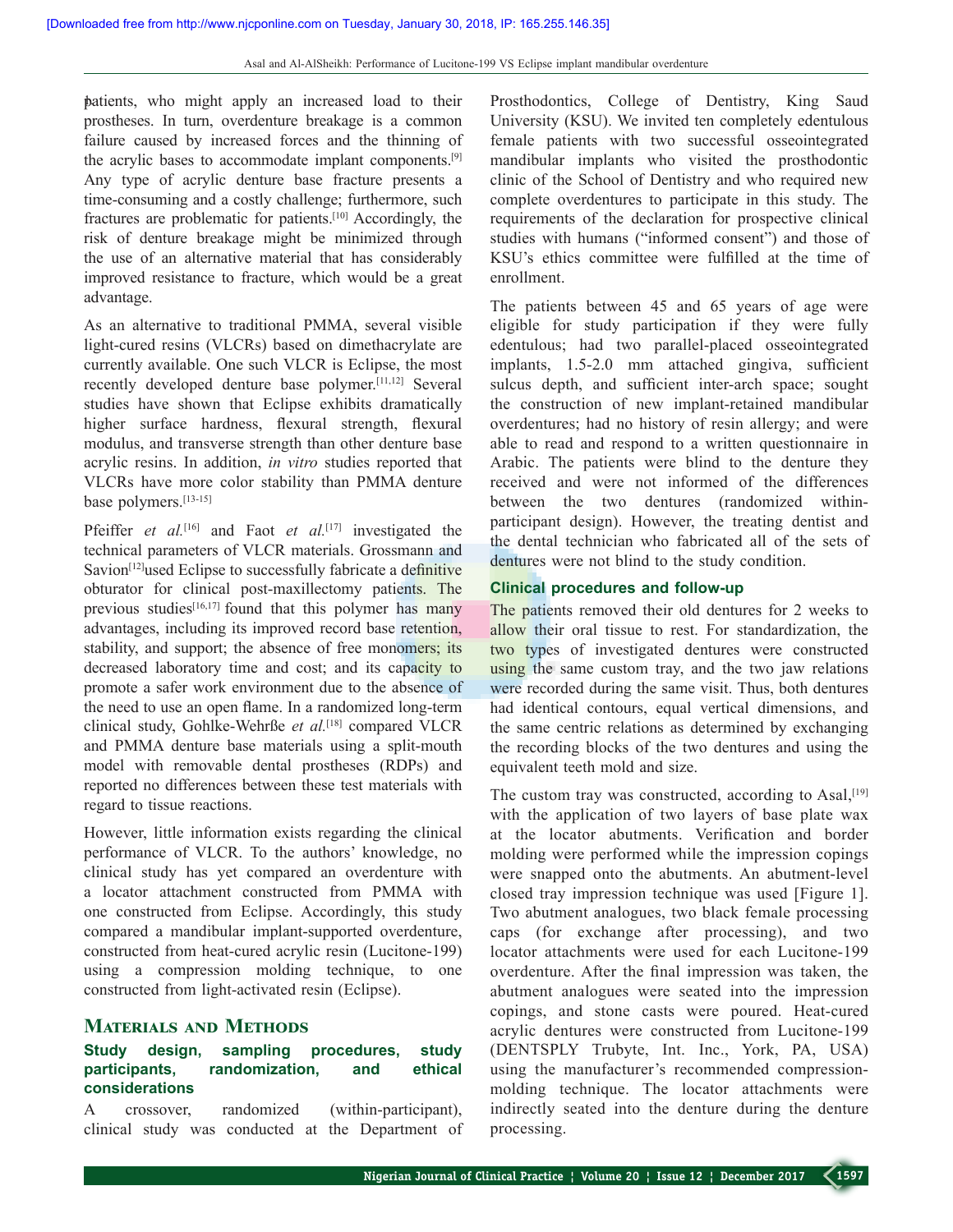patients, who might apply an increased load to their prostheses. In turn, overdenture breakage is a common failure caused by increased forces and the thinning of the acrylic bases to accommodate implant components.[9] Any type of acrylic denture base fracture presents a time-consuming and a costly challenge; furthermore, such fractures are problematic for patients.[10] Accordingly, the risk of denture breakage might be minimized through the use of an alternative material that has considerably improved resistance to fracture, which would be a great advantage.

As an alternative to traditional PMMA, several visible light-cured resins (VLCRs) based on dimethacrylate are currently available. One such VLCR is Eclipse, the most recently developed denture base polymer.[11,12] Several studies have shown that Eclipse exhibits dramatically higher surface hardness, flexural strength, flexural modulus, and transverse strength than other denture base acrylic resins. In addition, *in vitro* studies reported that VLCRs have more color stability than PMMA denture base polymers.[13-15]

Pfeiffer *et al.*[16] and Faot *et al.*[17] investigated the technical parameters of VLCR materials. Grossmann and Savion[12] used Eclipse to successfully fabricate a definitive obturator for clinical post-maxillectomy patients. The previous studies[16,17] found that this polymer has many advantages, including its improved record base retention, stability, and support; the absence of free monomers; its decreased laboratory time and cost; and its capacity to promote a safer work environment due to the absence of the need to use an open flame. In a randomized long-term clinical study, Gohlke-Wehrße *et al.*[18] compared VLCR and PMMA denture base materials using a split-mouth model with removable dental prostheses (RDPs) and reported no differences between these test materials with regard to tissue reactions.

However, little information exists regarding the clinical performance of VLCR. To the authors' knowledge, no clinical study has yet compared an overdenture with a locator attachment constructed from PMMA with one constructed from Eclipse. Accordingly, this study compared a mandibular implant-supported overdenture, constructed from heat-cured acrylic resin (Lucitone-199) using a compression molding technique, to one constructed from light-activated resin (Eclipse).

## Materials and Methods

### Study design, sampling procedures, study participants, randomization, and ethical considerations

A crossover, randomized (within-participant), clinical study was conducted at the Department of Prosthodontics, College of Dentistry, King Saud University (KSU). We invited ten completely edentulous female patients with two successful osseointegrated mandibular implants who visited the prosthodontic clinic of the School of Dentistry and who required new complete overdentures to participate in this study. The requirements of the declaration for prospective clinical studies with humans ("informed consent") and those of KSU's ethics committee were fulfilled at the time of enrollment.

The patients between 45 and 65 years of age were eligible for study participation if they were fully edentulous; had two parallel-placed osseointegrated implants, 1.5-2.0 mm attached gingiva, sufficient sulcus depth, and sufficient inter-arch space; sought the construction of new implant-retained mandibular overdentures; had no history of resin allergy; and were able to read and respond to a written questionnaire in Arabic. The patients were blind to the denture they received and were not informed of the differences between the two dentures (randomized within-participant design). However, the treating dentist and the dental technician who fabricated all of the sets of dentures were not blind to the study condition.

### Clinical procedures and follow-up

The patients removed their old dentures for 2 weeks to allow their oral tissue to rest. For standardization, the two types of investigated dentures were constructed using the same custom tray, and the two jaw relations were recorded during the same visit. Thus, both dentures had identical contours, equal vertical dimensions, and the same centric relations as determined by exchanging the recording blocks of the two dentures and using the equivalent teeth mold and size.

The custom tray was constructed, according to Asal,[19] with the application of two layers of base plate wax at the locator abutments. Verification and border molding were performed while the impression copings were snapped onto the abutments. An abutment-level closed tray impression technique was used [Figure 1]. Two abutment analogues, two black female processing caps (for exchange after processing), and two locator attachments were used for each Lucitone-199 overdenture. After the final impression was taken, the abutment analogues were seated into the impression copings, and stone casts were poured. Heat-cured acrylic dentures were constructed from Lucitone-199 (DENTSPLY Trubyte, Int. Inc., York, PA, USA) using the manufacturer's recommended compression-molding technique. The locator attachments were indirectly seated into the denture during the denture processing.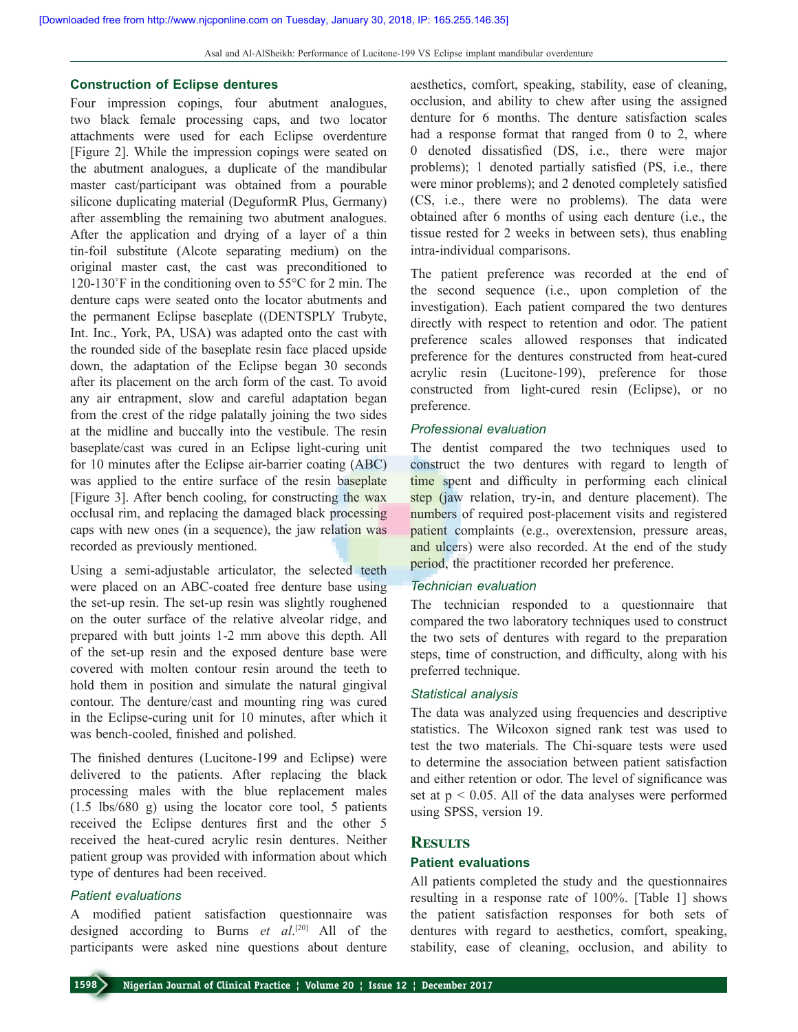### Construction of Eclipse dentures

Four impression copings, four abutment analogues, two black female processing caps, and two locator attachments were used for each Eclipse overdenture [Figure 2]. While the impression copings were seated on the abutment analogues, a duplicate of the mandibular master cast/participant was obtained from a pourable silicone duplicating material (DeguformR Plus, Germany) after assembling the remaining two abutment analogues. After the application and drying of a layer of a thin tin-foil substitute (Alcote separating medium) on the original master cast, the cast was preconditioned to 120-130°F in the conditioning oven to 55°C for 2 min. The denture caps were seated onto the locator abutments and the permanent Eclipse baseplate ((DENTSPLY Trubyte, Int. Inc., York, PA, USA) was adapted onto the cast with the rounded side of the baseplate resin face placed upside down, the adaptation of the Eclipse began 30 seconds after its placement on the arch form of the cast. To avoid any air entrapment, slow and careful adaptation began from the crest of the ridge palatally joining the two sides at the midline and buccally into the vestibule. The resin baseplate/cast was cured in an Eclipse light-curing unit for 10 minutes after the Eclipse air-barrier coating (ABC) was applied to the entire surface of the resin baseplate [Figure 3]. After bench cooling, for constructing the wax occlusal rim, and replacing the damaged black processing caps with new ones (in a sequence), the jaw relation was recorded as previously mentioned.

Using a semi-adjustable articulator, the selected teeth were placed on an ABC-coated free denture base using the set-up resin. The set-up resin was slightly roughened on the outer surface of the relative alveolar ridge, and prepared with butt joints 1-2 mm above this depth. All of the set-up resin and the exposed denture base were covered with molten contour resin around the teeth to hold them in position and simulate the natural gingival contour. The denture/cast and mounting ring was cured in the Eclipse-curing unit for 10 minutes, after which it was bench-cooled, finished and polished.

The finished dentures (Lucitone-199 and Eclipse) were delivered to the patients. After replacing the black processing males with the blue replacement males (1.5 lbs/680 g) using the locator core tool, 5 patients received the Eclipse dentures first and the other 5 received the heat-cured acrylic resin dentures. Neither patient group was provided with information about which type of dentures had been received.

#### *Patient evaluations*

A modified patient satisfaction questionnaire was designed according to Burns *et al*.[20] All of the participants were asked nine questions about denture aesthetics, comfort, speaking, stability, ease of cleaning, occlusion, and ability to chew after using the assigned denture for 6 months. The denture satisfaction scales had a response format that ranged from 0 to 2, where 0 denoted dissatisfied (DS, i.e., there were major problems); 1 denoted partially satisfied (PS, i.e., there were minor problems); and 2 denoted completely satisfied (CS, i.e., there were no problems). The data were obtained after 6 months of using each denture (i.e., the tissue rested for 2 weeks in between sets), thus enabling intra-individual comparisons.

The patient preference was recorded at the end of the second sequence (i.e., upon completion of the investigation). Each patient compared the two dentures directly with respect to retention and odor. The patient preference scales allowed responses that indicated preference for the dentures constructed from heat-cured acrylic resin (Lucitone-199), preference for those constructed from light-cured resin (Eclipse), or no preference.

#### *Professional evaluation*

The dentist compared the two techniques used to construct the two dentures with regard to length of time spent and difficulty in performing each clinical step (jaw relation, try-in, and denture placement). The numbers of required post-placement visits and registered patient complaints (e.g., overextension, pressure areas, and ulcers) were also recorded. At the end of the study period, the practitioner recorded her preference.

#### *Technician evaluation*

The technician responded to a questionnaire that compared the two laboratory techniques used to construct the two sets of dentures with regard to the preparation steps, time of construction, and difficulty, along with his preferred technique.

#### *Statistical analysis*

The data was analyzed using frequencies and descriptive statistics. The Wilcoxon signed rank test was used to test the two materials. The Chi-square tests were used to determine the association between patient satisfaction and either retention or odor. The level of significance was set at $p < 0.05$. All of the data analyses were performed using SPSS, version 19.

## Results

### Patient evaluations

All patients completed the study and the questionnaires resulting in a response rate of 100%. [Table 1] shows the patient satisfaction responses for both sets of dentures with regard to aesthetics, comfort, speaking, stability, ease of cleaning, occlusion, and ability to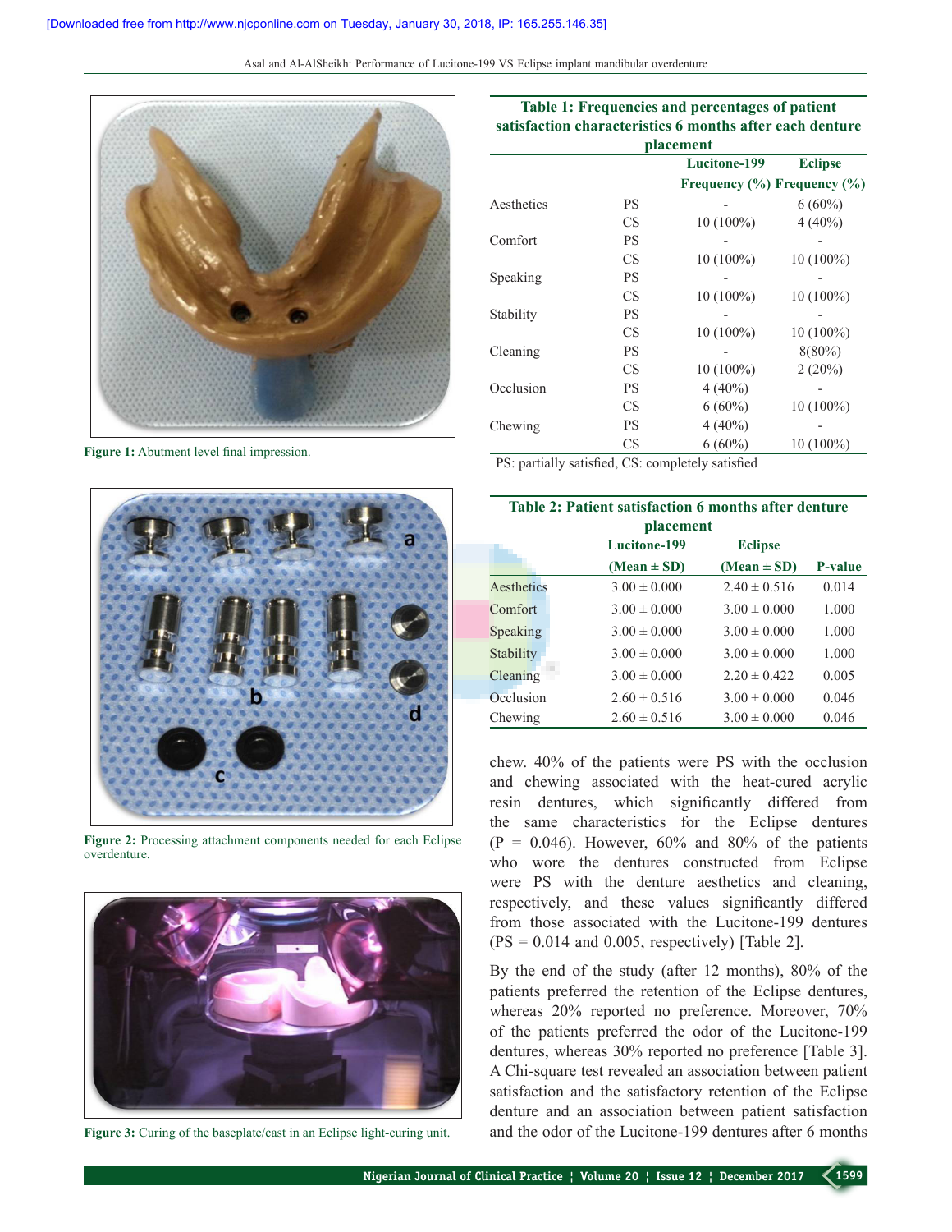[Downloaded free from http://www.njcponline.com on Tuesday, January 30, 2018, IP: 165.255.146.35]

**Figure 1:** Abutment level final impression.

**Figure 2:** Processing attachment components needed for each Eclipse overdenture.

**Figure 3:** Curing of the baseplate/cast in an Eclipse light-curing unit.

**Table 1: Frequencies and percentages of patient satisfaction characteristics 6 months after each denture placement**

| | | Lucitone-199 | Eclipse |
|---|---|---|---|
| | | Frequency (%) | Frequency (%) |
| Aesthetics | PS | - | 6 (60%) |
| | CS | 10 (100%) | 4 (40%) |
| Comfort | PS | - | - |
| | CS | 10 (100%) | 10 (100%) |
| Speaking | PS | - | - |
| | CS | 10 (100%) | 10 (100%) |
| Stability | PS | - | - |
| | CS | 10 (100%) | 10 (100%) |
| Cleaning | PS | - | 8(80%) |
| | CS | 10 (100%) | 2 (20%) |
| Occlusion | PS | 4 (40%) | - |
| | CS | 6 (60%) | 10 (100%) |
| Chewing | PS | 4 (40%) | - |
| | CS | 6 (60%) | 10 (100%) |

PS: partially satisfied, CS: completely satisfied

**Table 2: Patient satisfaction 6 months after denture placement**

| | Lucitone-199 | Eclipse | |
|---|---|---|---|
| | (Mean ± SD) | (Mean ± SD) | P-value |
| Aesthetics | 3.00 ± 0.000 | 2.40 ± 0.516 | 0.014 |
| Comfort | 3.00 ± 0.000 | 3.00 ± 0.000 | 1.000 |
| Speaking | 3.00 ± 0.000 | 3.00 ± 0.000 | 1.000 |
| Stability | 3.00 ± 0.000 | 3.00 ± 0.000 | 1.000 |
| Cleaning | 3.00 ± 0.000 | 2.20 ± 0.422 | 0.005 |
| Occlusion | 2.60 ± 0.516 | 3.00 ± 0.000 | 0.046 |
| Chewing | 2.60 ± 0.516 | 3.00 ± 0.000 | 0.046 |

chew. 40% of the patients were PS with the occlusion and chewing associated with the heat-cured acrylic resin dentures, which significantly differed from the same characteristics for the Eclipse dentures ($P = 0.046$). However, 60% and 80% of the patients who wore the dentures constructed from Eclipse were PS with the denture aesthetics and cleaning, respectively, and these values significantly differed from those associated with the Lucitone-199 dentures (PS = 0.014 and 0.005, respectively) [Table 2].

By the end of the study (after 12 months), 80% of the patients preferred the retention of the Eclipse dentures, whereas 20% reported no preference. Moreover, 70% of the patients preferred the odor of the Lucitone-199 dentures, whereas 30% reported no preference [Table 3]. A Chi-square test revealed an association between patient satisfaction and the satisfactory retention of the Eclipse denture and an association between patient satisfaction and the odor of the Lucitone-199 dentures after 6 months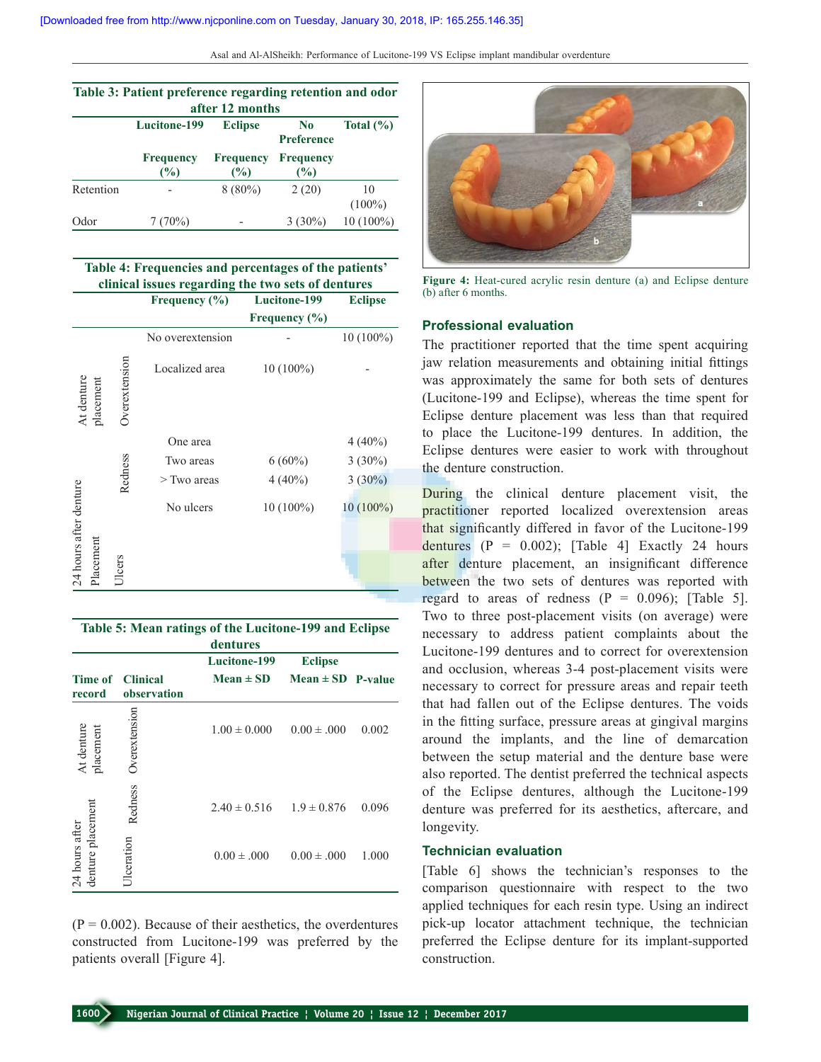**Table 3: Patient preference regarding retention and odor after 12 months**

| | Lucitone-199 | Eclipse | No Preference | Total (%) |
|---|---|---|---|---|
| | Frequency (%) | Frequency (%) | Frequency (%) | |
| Retention | - | 8 (80%) | 2 (20) | 10 (100%) |
| Odor | 7 (70%) | - | 3 (30%) | 10 (100%) |

**Table 4: Frequencies and percentages of the patients' clinical issues regarding the two sets of dentures**

| | | Frequency (%) | Lucitone-199 Frequency (%) | Eclipse |
|---|---|---|---|---|
| At denture placement | Overextension | No overextension | - | 10 (100%) |
| | | Localized area | 10 (100%) | - |
| 24 hours after denture Placement | Redness | One area | | 4 (40%) |
| | | Two areas | 6 (60%) | 3 (30%) |
| | | > Two areas | 4 (40%) | 3 (30%) |
| | Ulcers | No ulcers | 10 (100%) | 10 (100%) |

**Table 5: Mean ratings of the Lucitone-199 and Eclipse dentures**

| Time of record | Clinical observation | Lucitone-199 Mean ± SD | Eclipse Mean ± SD | P-value |
|---|---|---|---|---|
| At denture placement | Overextension | 1.00 ± 0.000 | 0.00 ± .000 | 0.002 |
| 24 hours after denture placement | Redness | 2.40 ± 0.516 | 1.9 ± 0.876 | 0.096 |
| | Ulceration | 0.00 ± .000 | 0.00 ± .000 | 1.000 |

(P = 0.002). Because of their aesthetics, the overdentures constructed from Lucitone-199 was preferred by the patients overall [Figure 4].

Figure 4: Heat-cured acrylic resin denture (a) and Eclipse denture (b) after 6 months.

### Professional evaluation

The practitioner reported that the time spent acquiring jaw relation measurements and obtaining initial fittings was approximately the same for both sets of dentures (Lucitone-199 and Eclipse), whereas the time spent for Eclipse denture placement was less than that required to place the Lucitone-199 dentures. In addition, the Eclipse dentures were easier to work with throughout the denture construction.

During the clinical denture placement visit, the practitioner reported localized overextension areas that significantly differed in favor of the Lucitone-199 dentures (P = 0.002); [Table 4] Exactly 24 hours after denture placement, an insignificant difference between the two sets of dentures was reported with regard to areas of redness (P = 0.096); [Table 5]. Two to three post-placement visits (on average) were necessary to address patient complaints about the Lucitone-199 dentures and to correct for overextension and occlusion, whereas 3-4 post-placement visits were necessary to correct for pressure areas and repair teeth that had fallen out of the Eclipse dentures. The voids in the fitting surface, pressure areas at gingival margins around the implants, and the line of demarcation between the setup material and the denture base were also reported. The dentist preferred the technical aspects of the Eclipse dentures, although the Lucitone-199 denture was preferred for its aesthetics, aftercare, and longevity.

### Technician evaluation

[Table 6] shows the technician's responses to the comparison questionnaire with respect to the two applied techniques for each resin type. Using an indirect pick-up locator attachment technique, the technician preferred the Eclipse denture for its implant-supported construction.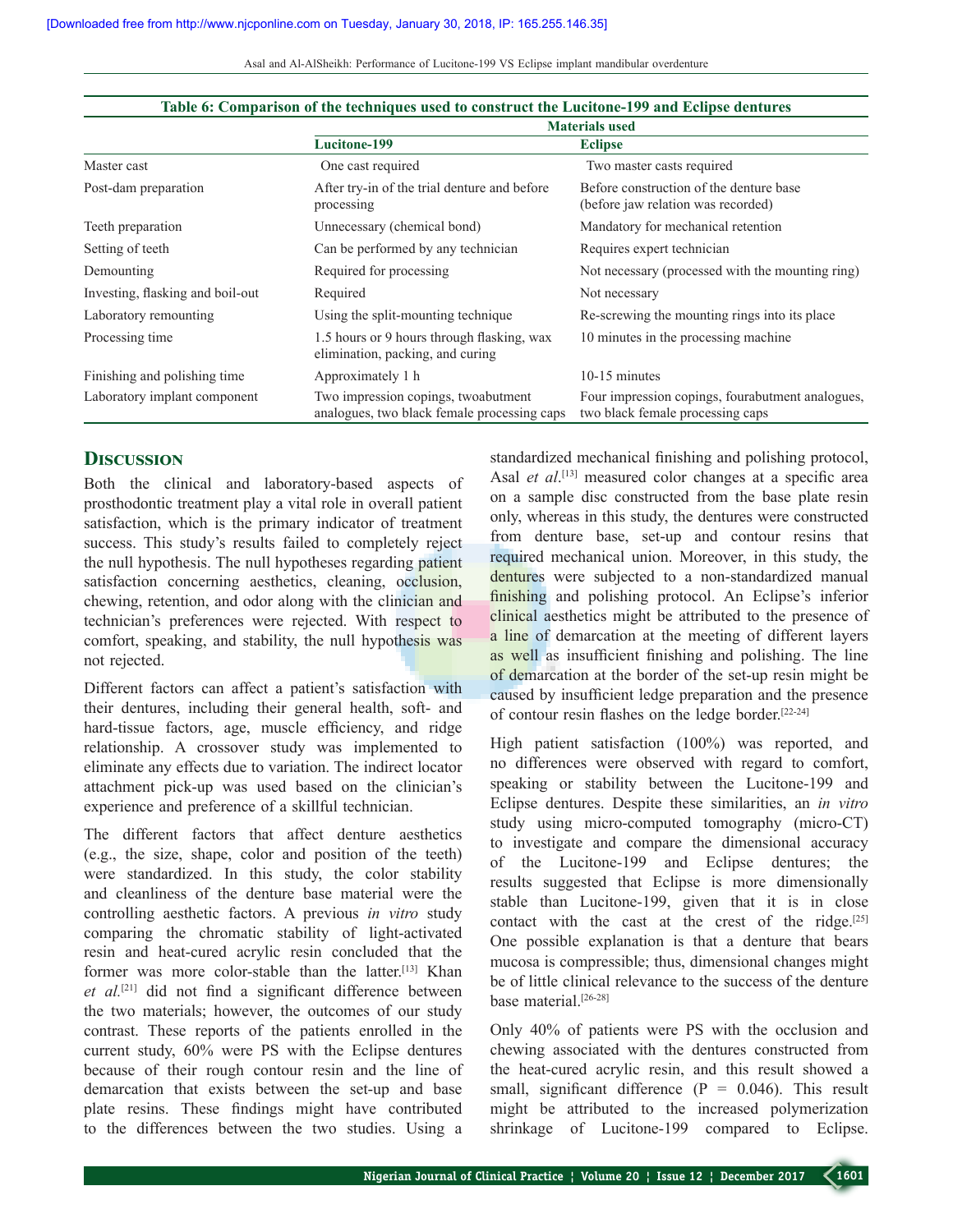**Table 6: Comparison of the techniques used to construct the Lucitone-199 and Eclipse dentures**

| | Materials used | |
|---|---|---|
| | Lucitone-199 | Eclipse |
| Master cast | One cast required | Two master casts required |
| Post-dam preparation | After try-in of the trial denture and before processing | Before construction of the denture base (before jaw relation was recorded) |
| Teeth preparation | Unnecessary (chemical bond) | Mandatory for mechanical retention |
| Setting of teeth | Can be performed by any technician | Requires expert technician |
| Demounting | Required for processing | Not necessary (processed with the mounting ring) |
| Investing, flasking and boil-out | Required | Not necessary |
| Laboratory remounting | Using the split-mounting technique | Re-screwing the mounting rings into its place |
| Processing time | 1.5 hours or 9 hours through flasking, wax elimination, packing, and curing | 10 minutes in the processing machine |
| Finishing and polishing time | Approximately 1 h | 10-15 minutes |
| Laboratory implant component | Two impression copings, twoabutment analogues, two black female processing caps | Four impression copings, fourabutment analogues, two black female processing caps |

## Discussion

Both the clinical and laboratory-based aspects of prosthodontic treatment play a vital role in overall patient satisfaction, which is the primary indicator of treatment success. This study's results failed to completely reject the null hypothesis. The null hypotheses regarding patient satisfaction concerning aesthetics, cleaning, occlusion, chewing, retention, and odor along with the clinician and technician's preferences were rejected. With respect to comfort, speaking, and stability, the null hypothesis was not rejected.

Different factors can affect a patient's satisfaction with their dentures, including their general health, soft- and hard-tissue factors, age, muscle efficiency, and ridge relationship. A crossover study was implemented to eliminate any effects due to variation. The indirect locator attachment pick-up was used based on the clinician's experience and preference of a skillful technician.

The different factors that affect denture aesthetics (e.g., the size, shape, color and position of the teeth) were standardized. In this study, the color stability and cleanliness of the denture base material were the controlling aesthetic factors. A previous *in vitro* study comparing the chromatic stability of light-activated resin and heat-cured acrylic resin concluded that the former was more color-stable than the latter.[13] Khan *et al.*[21] did not find a significant difference between the two materials; however, the outcomes of our study contrast. These reports of the patients enrolled in the current study, 60% were PS with the Eclipse dentures because of their rough contour resin and the line of demarcation that exists between the set-up and base plate resins. These findings might have contributed to the differences between the two studies. Using a standardized mechanical finishing and polishing protocol, Asal *et al.*[13] measured color changes at a specific area on a sample disc constructed from the base plate resin only, whereas in this study, the dentures were constructed from denture base, set-up and contour resins that required mechanical union. Moreover, in this study, the dentures were subjected to a non-standardized manual finishing and polishing protocol. An Eclipse's inferior clinical aesthetics might be attributed to the presence of a line of demarcation at the meeting of different layers as well as insufficient finishing and polishing. The line of demarcation at the border of the set-up resin might be caused by insufficient ledge preparation and the presence of contour resin flashes on the ledge border.[22-24]

High patient satisfaction (100%) was reported, and no differences were observed with regard to comfort, speaking or stability between the Lucitone-199 and Eclipse dentures. Despite these similarities, an *in vitro* study using micro-computed tomography (micro-CT) to investigate and compare the dimensional accuracy of the Lucitone-199 and Eclipse dentures; the results suggested that Eclipse is more dimensionally stable than Lucitone-199, given that it is in close contact with the cast at the crest of the ridge.[25] One possible explanation is that a denture that bears mucosa is compressible; thus, dimensional changes might be of little clinical relevance to the success of the denture base material.[26-28]

Only 40% of patients were PS with the occlusion and chewing associated with the dentures constructed from the heat-cured acrylic resin, and this result showed a small, significant difference ($P = 0.046$). This result might be attributed to the increased polymerization shrinkage of Lucitone-199 compared to Eclipse.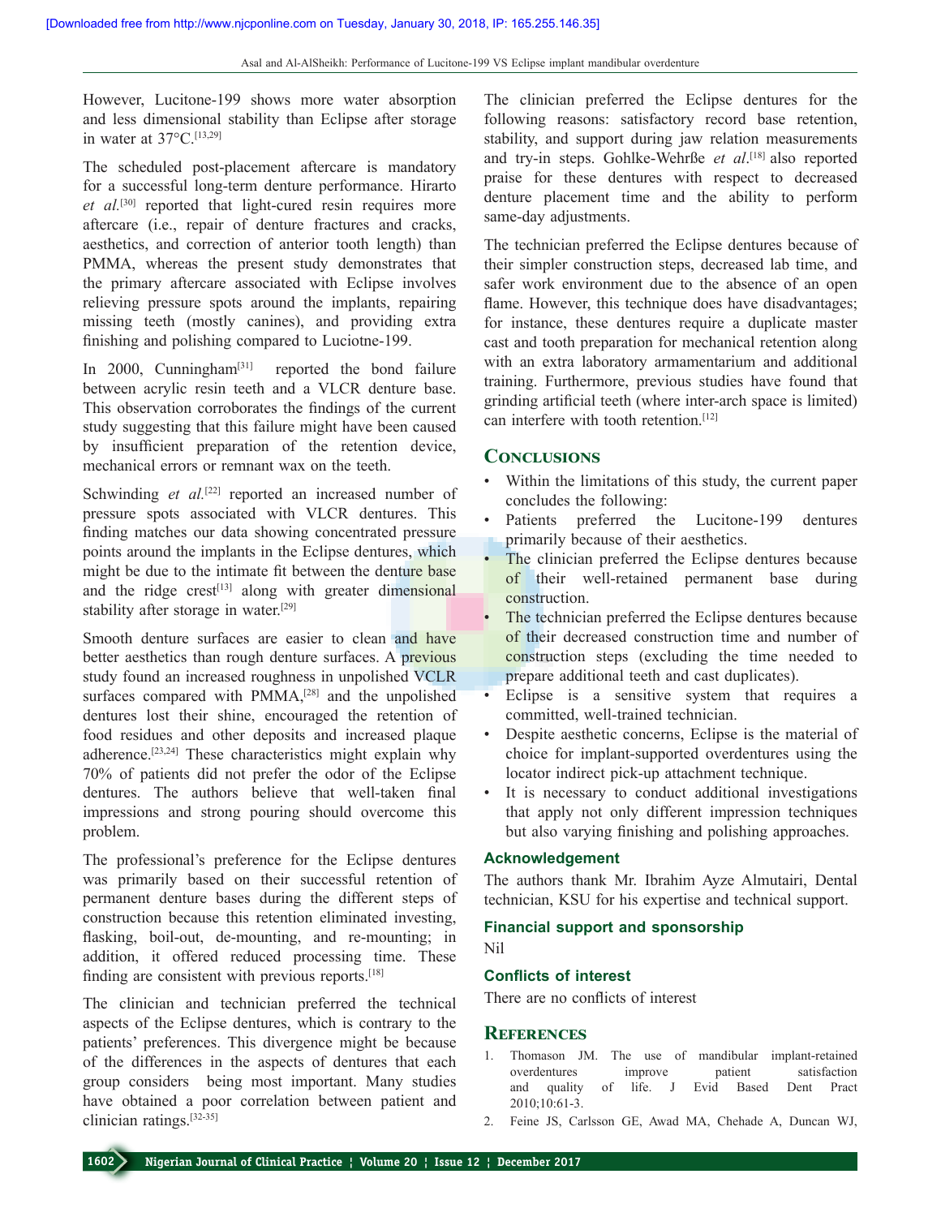However, Lucitone-199 shows more water absorption and less dimensional stability than Eclipse after storage in water at 37°C.[13,29]

The scheduled post-placement aftercare is mandatory for a successful long-term denture performance. Hirarto *et al.*[30] reported that light-cured resin requires more aftercare (i.e., repair of denture fractures and cracks, aesthetics, and correction of anterior tooth length) than PMMA, whereas the present study demonstrates that the primary aftercare associated with Eclipse involves relieving pressure spots around the implants, repairing missing teeth (mostly canines), and providing extra finishing and polishing compared to Luciotne-199.

In 2000, Cunningham[31] reported the bond failure between acrylic resin teeth and a VLCR denture base. This observation corroborates the findings of the current study suggesting that this failure might have been caused by insufficient preparation of the retention device, mechanical errors or remnant wax on the teeth.

Schwinding *et al.*[22] reported an increased number of pressure spots associated with VLCR dentures. This finding matches our data showing concentrated pressure points around the implants in the Eclipse dentures, which might be due to the intimate fit between the denture base and the ridge crest[13] along with greater dimensional stability after storage in water.[29]

Smooth denture surfaces are easier to clean and have better aesthetics than rough denture surfaces. A previous study found an increased roughness in unpolished VCLR surfaces compared with PMMA,[28] and the unpolished dentures lost their shine, encouraged the retention of food residues and other deposits and increased plaque adherence.[23,24] These characteristics might explain why 70% of patients did not prefer the odor of the Eclipse dentures. The authors believe that well-taken final impressions and strong pouring should overcome this problem.

The professional's preference for the Eclipse dentures was primarily based on their successful retention of permanent denture bases during the different steps of construction because this retention eliminated investing, flasking, boil-out, de-mounting, and re-mounting; in addition, it offered reduced processing time. These finding are consistent with previous reports.[18]

The clinician and technician preferred the technical aspects of the Eclipse dentures, which is contrary to the patients' preferences. This divergence might be because of the differences in the aspects of dentures that each group considers being most important. Many studies have obtained a poor correlation between patient and clinician ratings.[32-35]

The clinician preferred the Eclipse dentures for the following reasons: satisfactory record base retention, stability, and support during jaw relation measurements and try-in steps. Gohlke-Wehrße *et al.*[18] also reported praise for these dentures with respect to decreased denture placement time and the ability to perform same-day adjustments.

The technician preferred the Eclipse dentures because of their simpler construction steps, decreased lab time, and safer work environment due to the absence of an open flame. However, this technique does have disadvantages; for instance, these dentures require a duplicate master cast and tooth preparation for mechanical retention along with an extra laboratory armamentarium and additional training. Furthermore, previous studies have found that grinding artificial teeth (where inter-arch space is limited) can interfere with tooth retention.[12]

## Conclusions

- Within the limitations of this study, the current paper concludes the following:
- Patients preferred the Lucitone-199 dentures primarily because of their aesthetics.
- The clinician preferred the Eclipse dentures because of their well-retained permanent base during construction.
- The technician preferred the Eclipse dentures because of their decreased construction time and number of construction steps (excluding the time needed to prepare additional teeth and cast duplicates).
- Eclipse is a sensitive system that requires a committed, well-trained technician.
- Despite aesthetic concerns, Eclipse is the material of choice for implant-supported overdentures using the locator indirect pick-up attachment technique.
- It is necessary to conduct additional investigations that apply not only different impression techniques but also varying finishing and polishing approaches.

### Acknowledgement

The authors thank Mr. Ibrahim Ayze Almutairi, Dental technician, KSU for his expertise and technical support.

### Financial support and sponsorship

Nil

### Conflicts of interest

There are no conflicts of interest

## References

1. Thomason JM. The use of mandibular implant-retained overdentures improve patient satisfaction and quality of life. J Evid Based Dent Pract 2010;10:61-3.
2. Feine JS, Carlsson GE, Awad MA, Chehade A, Duncan WJ,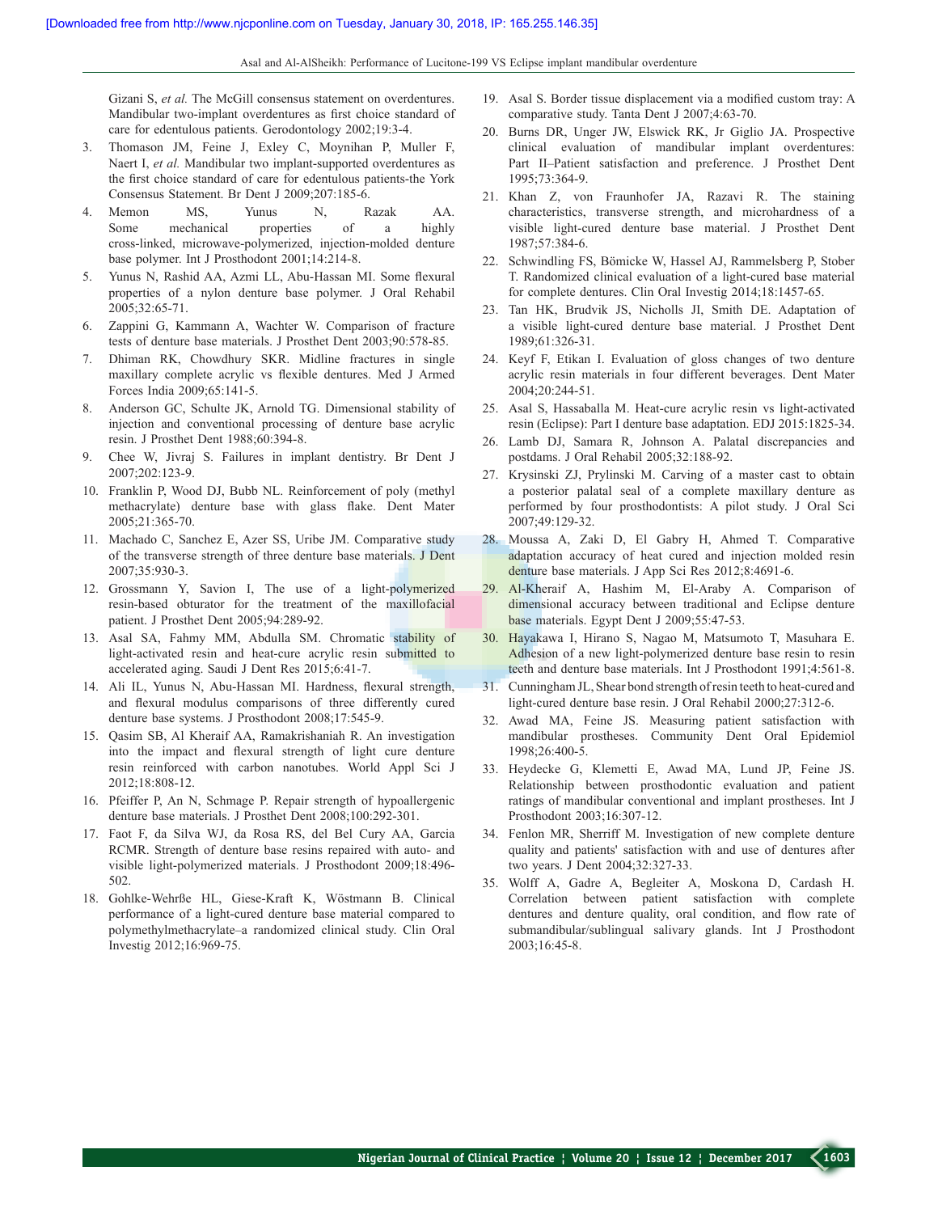Gizani S, *et al.* The McGill consensus statement on overdentures. Mandibular two-implant overdentures as first choice standard of care for edentulous patients. Gerodontology 2002;19:3-4.

3. Thomason JM, Feine J, Exley C, Moynihan P, Muller F, Naert I, *et al.* Mandibular two implant-supported overdentures as the first choice standard of care for edentulous patients-the York Consensus Statement. Br Dent J 2009;207:185-6.
4. Memon MS, Yunus N, Razak AA. Some mechanical properties of a highly cross-linked, microwave-polymerized, injection-molded denture base polymer. Int J Prosthodont 2001;14:214-8.
5. Yunus N, Rashid AA, Azmi LL, Abu-Hassan MI. Some flexural properties of a nylon denture base polymer. J Oral Rehabil 2005;32:65-71.
6. Zappini G, Kammann A, Wachter W. Comparison of fracture tests of denture base materials. J Prosthet Dent 2003;90:578-85.
7. Dhiman RK, Chowdhury SKR. Midline fractures in single maxillary complete acrylic vs flexible dentures. Med J Armed Forces India 2009;65:141-5.
8. Anderson GC, Schulte JK, Arnold TG. Dimensional stability of injection and conventional processing of denture base acrylic resin. J Prosthet Dent 1988;60:394-8.
9. Chee W, Jivraj S. Failures in implant dentistry. Br Dent J 2007;202:123-9.
10. Franklin P, Wood DJ, Bubb NL. Reinforcement of poly (methyl methacrylate) denture base with glass flake. Dent Mater 2005;21:365-70.
11. Machado C, Sanchez E, Azer SS, Uribe JM. Comparative study of the transverse strength of three denture base materials. J Dent 2007;35:930-3.
12. Grossmann Y, Savion I, The use of a light-polymerized resin-based obturator for the treatment of the maxillofacial patient. J Prosthet Dent 2005;94:289-92.
13. Asal SA, Fahmy MM, Abdulla SM. Chromatic stability of light-activated resin and heat-cure acrylic resin submitted to accelerated aging. Saudi J Dent Res 2015;6:41-7.
14. Ali IL, Yunus N, Abu-Hassan MI. Hardness, flexural strength, and flexural modulus comparisons of three differently cured denture base systems. J Prosthodont 2008;17:545-9.
15. Qasim SB, Al Kheraif AA, Ramakrishaniah R. An investigation into the impact and flexural strength of light cure denture resin reinforced with carbon nanotubes. World Appl Sci J 2012;18:808-12.
16. Pfeiffer P, An N, Schmage P. Repair strength of hypoallergenic denture base materials. J Prosthet Dent 2008;100:292-301.
17. Faot F, da Silva WJ, da Rosa RS, del Bel Cury AA, Garcia RCMR. Strength of denture base resins repaired with auto- and visible light-polymerized materials. J Prosthodont 2009;18:496-502.
18. Gohlke-Wehrße HL, Giese-Kraft K, Wöstmann B. Clinical performance of a light-cured denture base material compared to polymethylmethacrylate–a randomized clinical study. Clin Oral Investig 2012;16:969-75.
19. Asal S. Border tissue displacement via a modified custom tray: A comparative study. Tanta Dent J 2007;4:63-70.
20. Burns DR, Unger JW, Elswick RK, Jr Giglio JA. Prospective clinical evaluation of mandibular implant overdentures: Part II–Patient satisfaction and preference. J Prosthet Dent 1995;73:364-9.
21. Khan Z, von Fraunhofer JA, Razavi R. The staining characteristics, transverse strength, and microhardness of a visible light-cured denture base material. J Prosthet Dent 1987;57:384-6.
22. Schwindling FS, Bömicke W, Hassel AJ, Rammelsberg P, Stober T. Randomized clinical evaluation of a light-cured base material for complete dentures. Clin Oral Investig 2014;18:1457-65.
23. Tan HK, Brudvik JS, Nicholls JI, Smith DE. Adaptation of a visible light-cured denture base material. J Prosthet Dent 1989;61:326-31.
24. Keyf F, Etikan I. Evaluation of gloss changes of two denture acrylic resin materials in four different beverages. Dent Mater 2004;20:244-51.
25. Asal S, Hassaballa M. Heat-cure acrylic resin vs light-activated resin (Eclipse): Part I denture base adaptation. EDJ 2015:1825-34.
26. Lamb DJ, Samara R, Johnson A. Palatal discrepancies and postdams. J Oral Rehabil 2005;32:188-92.
27. Krysinski ZJ, Prylinski M. Carving of a master cast to obtain a posterior palatal seal of a complete maxillary denture as performed by four prosthodontists: A pilot study. J Oral Sci 2007;49:129-32.
28. Moussa A, Zaki D, El Gabry H, Ahmed T. Comparative adaptation accuracy of heat cured and injection molded resin denture base materials. J App Sci Res 2012;8:4691-6.
29. Al-Kheraif A, Hashim M, El-Araby A. Comparison of dimensional accuracy between traditional and Eclipse denture base materials. Egypt Dent J 2009;55:47-53.
30. Hayakawa I, Hirano S, Nagao M, Matsumoto T, Masuhara E. Adhesion of a new light-polymerized denture base resin to resin teeth and denture base materials. Int J Prosthodont 1991;4:561-8.
31. Cunningham JL, Shear bond strength of resin teeth to heat-cured and light-cured denture base resin. J Oral Rehabil 2000;27:312-6.
32. Awad MA, Feine JS. Measuring patient satisfaction with mandibular prostheses. Community Dent Oral Epidemiol 1998;26:400-5.
33. Heydecke G, Klemetti E, Awad MA, Lund JP, Feine JS. Relationship between prosthodontic evaluation and patient ratings of mandibular conventional and implant prostheses. Int J Prosthodont 2003;16:307-12.
34. Fenlon MR, Sherriff M. Investigation of new complete denture quality and patients' satisfaction with and use of dentures after two years. J Dent 2004;32:327-33.
35. Wolff A, Gadre A, Begleiter A, Moskona D, Cardash H. Correlation between patient satisfaction with complete dentures and denture quality, oral condition, and flow rate of submandibular/sublingual salivary glands. Int J Prosthodont 2003;16:45-8.